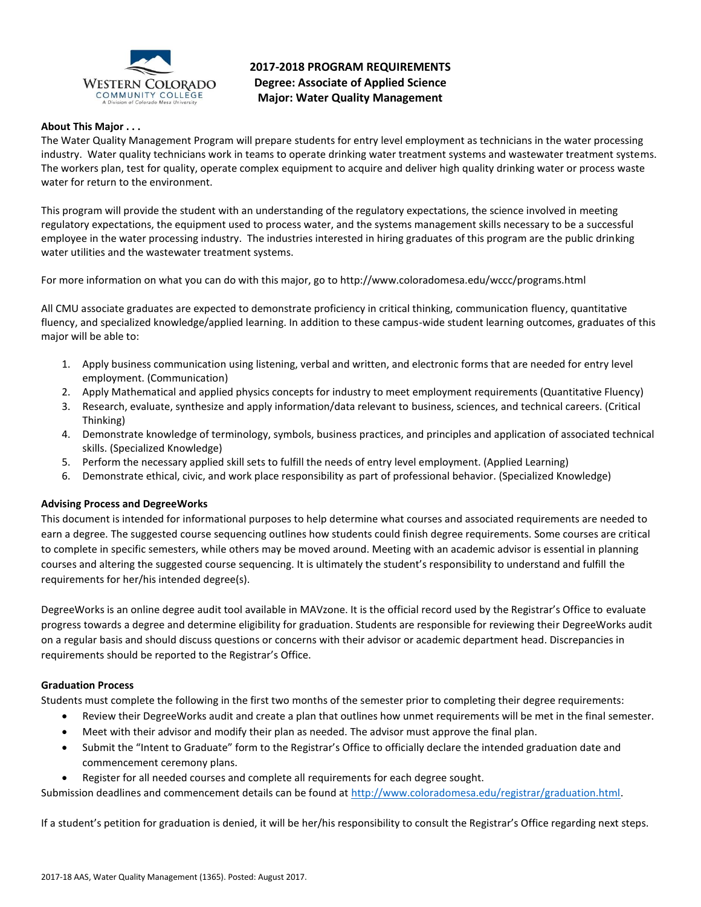# 2017-2018 PROGRAM REQUIREMENTS
## Degree: Associate of Applied Science
## Major: Water Quality Management

**About This Major . . .**

The Water Quality Management Program will prepare students for entry level employment as technicians in the water processing industry. Water quality technicians work in teams to operate drinking water treatment systems and wastewater treatment systems. The workers plan, test for quality, operate complex equipment to acquire and deliver high quality drinking water or process waste water for return to the environment.

This program will provide the student with an understanding of the regulatory expectations, the science involved in meeting regulatory expectations, the equipment used to process water, and the systems management skills necessary to be a successful employee in the water processing industry. The industries interested in hiring graduates of this program are the public drinking water utilities and the wastewater treatment systems.

For more information on what you can do with this major, go to http://www.coloradomesa.edu/wccc/programs.html

All CMU associate graduates are expected to demonstrate proficiency in critical thinking, communication fluency, quantitative fluency, and specialized knowledge/applied learning. In addition to these campus-wide student learning outcomes, graduates of this major will be able to:

1. Apply business communication using listening, verbal and written, and electronic forms that are needed for entry level employment. (Communication)
2. Apply Mathematical and applied physics concepts for industry to meet employment requirements (Quantitative Fluency)
3. Research, evaluate, synthesize and apply information/data relevant to business, sciences, and technical careers. (Critical Thinking)
4. Demonstrate knowledge of terminology, symbols, business practices, and principles and application of associated technical skills. (Specialized Knowledge)
5. Perform the necessary applied skill sets to fulfill the needs of entry level employment. (Applied Learning)
6. Demonstrate ethical, civic, and work place responsibility as part of professional behavior. (Specialized Knowledge)

**Advising Process and DegreeWorks**

This document is intended for informational purposes to help determine what courses and associated requirements are needed to earn a degree. The suggested course sequencing outlines how students could finish degree requirements. Some courses are critical to complete in specific semesters, while others may be moved around. Meeting with an academic advisor is essential in planning courses and altering the suggested course sequencing. It is ultimately the student's responsibility to understand and fulfill the requirements for her/his intended degree(s).

DegreeWorks is an online degree audit tool available in MAVzone. It is the official record used by the Registrar's Office to evaluate progress towards a degree and determine eligibility for graduation. Students are responsible for reviewing their DegreeWorks audit on a regular basis and should discuss questions or concerns with their advisor or academic department head. Discrepancies in requirements should be reported to the Registrar's Office.

**Graduation Process**

Students must complete the following in the first two months of the semester prior to completing their degree requirements:

- Review their DegreeWorks audit and create a plan that outlines how unmet requirements will be met in the final semester.
- Meet with their advisor and modify their plan as needed. The advisor must approve the final plan.
- Submit the "Intent to Graduate" form to the Registrar's Office to officially declare the intended graduation date and commencement ceremony plans.
- Register for all needed courses and complete all requirements for each degree sought.

Submission deadlines and commencement details can be found at http://www.coloradomesa.edu/registrar/graduation.html.

If a student's petition for graduation is denied, it will be her/his responsibility to consult the Registrar's Office regarding next steps.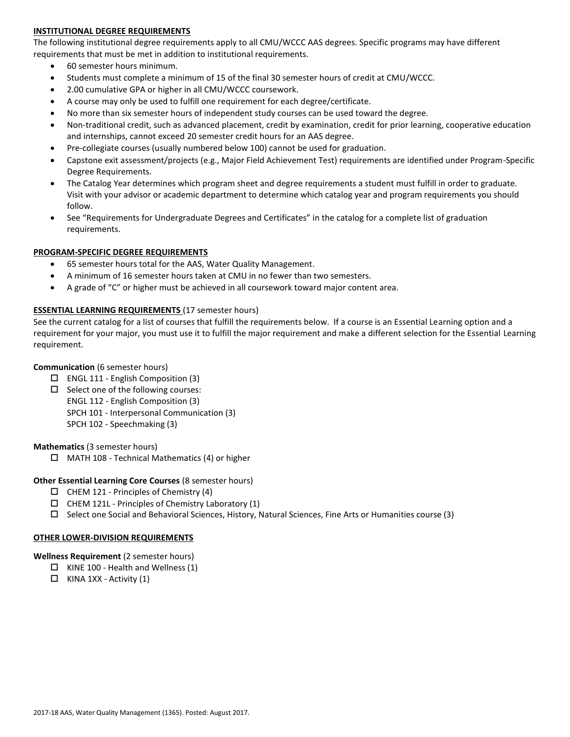**INSTITUTIONAL DEGREE REQUIREMENTS**

The following institutional degree requirements apply to all CMU/WCCC AAS degrees. Specific programs may have different requirements that must be met in addition to institutional requirements.

- 60 semester hours minimum.
- Students must complete a minimum of 15 of the final 30 semester hours of credit at CMU/WCCC.
- 2.00 cumulative GPA or higher in all CMU/WCCC coursework.
- A course may only be used to fulfill one requirement for each degree/certificate.
- No more than six semester hours of independent study courses can be used toward the degree.
- Non-traditional credit, such as advanced placement, credit by examination, credit for prior learning, cooperative education and internships, cannot exceed 20 semester credit hours for an AAS degree.
- Pre-collegiate courses (usually numbered below 100) cannot be used for graduation.
- Capstone exit assessment/projects (e.g., Major Field Achievement Test) requirements are identified under Program-Specific Degree Requirements.
- The Catalog Year determines which program sheet and degree requirements a student must fulfill in order to graduate. Visit with your advisor or academic department to determine which catalog year and program requirements you should follow.
- See "Requirements for Undergraduate Degrees and Certificates" in the catalog for a complete list of graduation requirements.

**PROGRAM-SPECIFIC DEGREE REQUIREMENTS**

- 65 semester hours total for the AAS, Water Quality Management.
- A minimum of 16 semester hours taken at CMU in no fewer than two semesters.
- A grade of "C" or higher must be achieved in all coursework toward major content area.

**ESSENTIAL LEARNING REQUIREMENTS** (17 semester hours)

See the current catalog for a list of courses that fulfill the requirements below. If a course is an Essential Learning option and a requirement for your major, you must use it to fulfill the major requirement and make a different selection for the Essential Learning requirement.

**Communication** (6 semester hours)

- ☐ ENGL 111 - English Composition (3)
- ☐ Select one of the following courses:
  ENGL 112 - English Composition (3)
  SPCH 101 - Interpersonal Communication (3)
  SPCH 102 - Speechmaking (3)

**Mathematics** (3 semester hours)

- ☐ MATH 108 - Technical Mathematics (4) or higher

**Other Essential Learning Core Courses** (8 semester hours)

- ☐ CHEM 121 - Principles of Chemistry (4)
- ☐ CHEM 121L - Principles of Chemistry Laboratory (1)
- ☐ Select one Social and Behavioral Sciences, History, Natural Sciences, Fine Arts or Humanities course (3)

**OTHER LOWER-DIVISION REQUIREMENTS**

**Wellness Requirement** (2 semester hours)

- ☐ KINE 100 - Health and Wellness (1)
- ☐ KINA 1XX - Activity (1)

2017-18 AAS, Water Quality Management (1365). Posted: August 2017.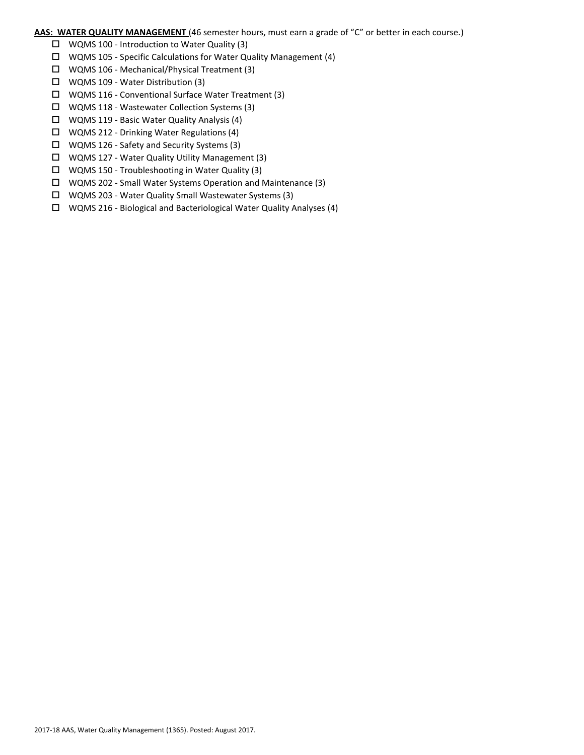**AAS: WATER QUALITY MANAGEMENT** (46 semester hours, must earn a grade of "C" or better in each course.)

- ☐ WQMS 100 - Introduction to Water Quality (3)
- ☐ WQMS 105 - Specific Calculations for Water Quality Management (4)
- ☐ WQMS 106 - Mechanical/Physical Treatment (3)
- ☐ WQMS 109 - Water Distribution (3)
- ☐ WQMS 116 - Conventional Surface Water Treatment (3)
- ☐ WQMS 118 - Wastewater Collection Systems (3)
- ☐ WQMS 119 - Basic Water Quality Analysis (4)
- ☐ WQMS 212 - Drinking Water Regulations (4)
- ☐ WQMS 126 - Safety and Security Systems (3)
- ☐ WQMS 127 - Water Quality Utility Management (3)
- ☐ WQMS 150 - Troubleshooting in Water Quality (3)
- ☐ WQMS 202 - Small Water Systems Operation and Maintenance (3)
- ☐ WQMS 203 - Water Quality Small Wastewater Systems (3)
- ☐ WQMS 216 - Biological and Bacteriological Water Quality Analyses (4)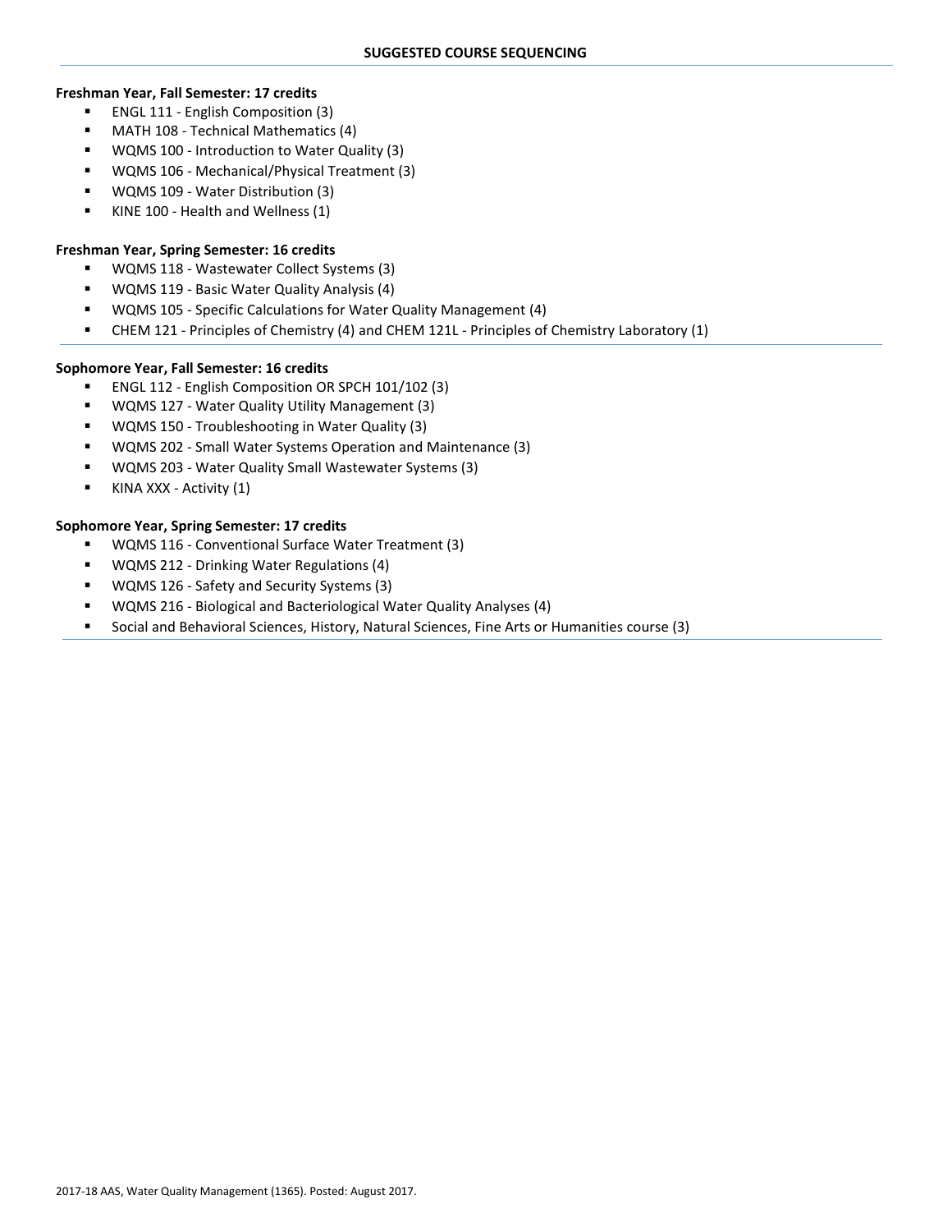## SUGGESTED COURSE SEQUENCING

**Freshman Year, Fall Semester: 17 credits**

- ENGL 111 - English Composition (3)
- MATH 108 - Technical Mathematics (4)
- WQMS 100 - Introduction to Water Quality (3)
- WQMS 106 - Mechanical/Physical Treatment (3)
- WQMS 109 - Water Distribution (3)
- KINE 100 - Health and Wellness (1)

**Freshman Year, Spring Semester: 16 credits**

- WQMS 118 - Wastewater Collect Systems (3)
- WQMS 119 - Basic Water Quality Analysis (4)
- WQMS 105 - Specific Calculations for Water Quality Management (4)
- CHEM 121 - Principles of Chemistry (4) and CHEM 121L - Principles of Chemistry Laboratory (1)

**Sophomore Year, Fall Semester: 16 credits**

- ENGL 112 - English Composition OR SPCH 101/102 (3)
- WQMS 127 - Water Quality Utility Management (3)
- WQMS 150 - Troubleshooting in Water Quality (3)
- WQMS 202 - Small Water Systems Operation and Maintenance (3)
- WQMS 203 - Water Quality Small Wastewater Systems (3)
- KINA XXX - Activity (1)

**Sophomore Year, Spring Semester: 17 credits**

- WQMS 116 - Conventional Surface Water Treatment (3)
- WQMS 212 - Drinking Water Regulations (4)
- WQMS 126 - Safety and Security Systems (3)
- WQMS 216 - Biological and Bacteriological Water Quality Analyses (4)
- Social and Behavioral Sciences, History, Natural Sciences, Fine Arts or Humanities course (3)